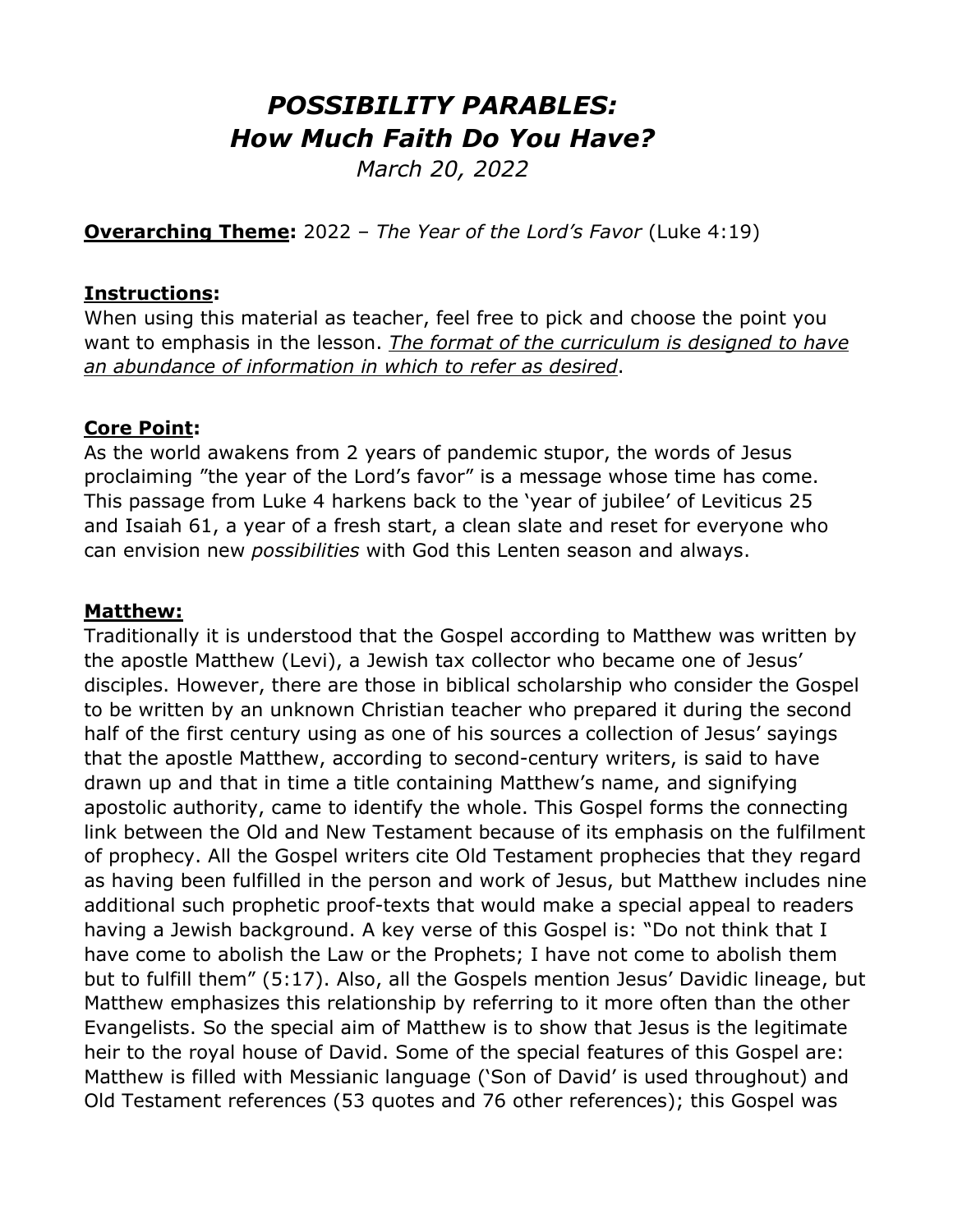# ***POSSIBILITY PARABLES:***
# ***How Much Faith Do You Have?***

*March 20, 2022*

**Overarching Theme:** 2022 – *The Year of the Lord's Favor* (Luke 4:19)

**Instructions:**
When using this material as teacher, feel free to pick and choose the point you want to emphasis in the lesson. *The format of the curriculum is designed to have an abundance of information in which to refer as desired*.

**Core Point:**
As the world awakens from 2 years of pandemic stupor, the words of Jesus proclaiming "the year of the Lord's favor" is a message whose time has come. This passage from Luke 4 harkens back to the 'year of jubilee' of Leviticus 25 and Isaiah 61, a year of a fresh start, a clean slate and reset for everyone who can envision new *possibilities* with God this Lenten season and always.

**Matthew:**
Traditionally it is understood that the Gospel according to Matthew was written by the apostle Matthew (Levi), a Jewish tax collector who became one of Jesus' disciples. However, there are those in biblical scholarship who consider the Gospel to be written by an unknown Christian teacher who prepared it during the second half of the first century using as one of his sources a collection of Jesus' sayings that the apostle Matthew, according to second-century writers, is said to have drawn up and that in time a title containing Matthew's name, and signifying apostolic authority, came to identify the whole. This Gospel forms the connecting link between the Old and New Testament because of its emphasis on the fulfilment of prophecy. All the Gospel writers cite Old Testament prophecies that they regard as having been fulfilled in the person and work of Jesus, but Matthew includes nine additional such prophetic proof-texts that would make a special appeal to readers having a Jewish background. A key verse of this Gospel is: "Do not think that I have come to abolish the Law or the Prophets; I have not come to abolish them but to fulfill them" (5:17). Also, all the Gospels mention Jesus' Davidic lineage, but Matthew emphasizes this relationship by referring to it more often than the other Evangelists. So the special aim of Matthew is to show that Jesus is the legitimate heir to the royal house of David. Some of the special features of this Gospel are: Matthew is filled with Messianic language ('Son of David' is used throughout) and Old Testament references (53 quotes and 76 other references); this Gospel was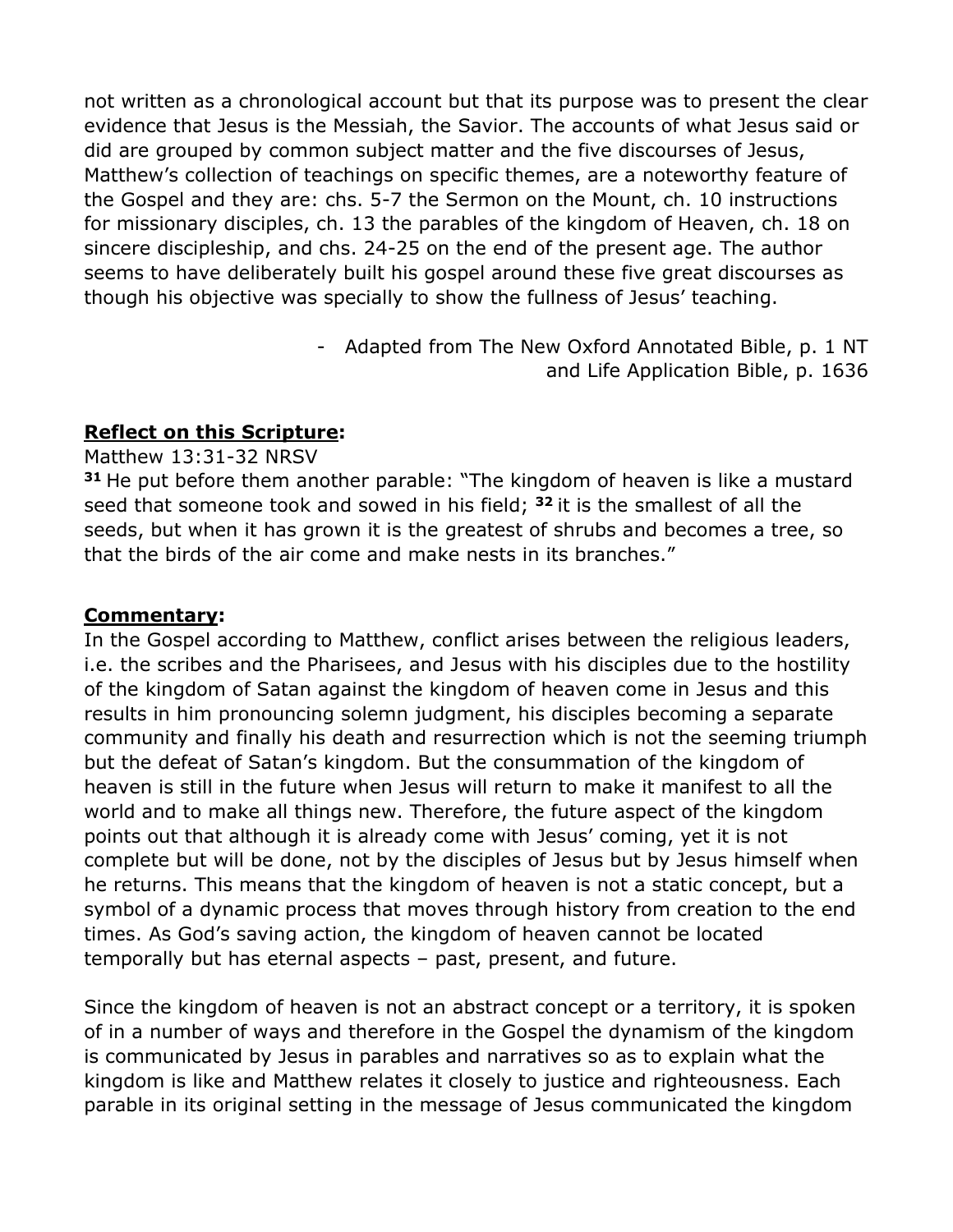not written as a chronological account but that its purpose was to present the clear evidence that Jesus is the Messiah, the Savior. The accounts of what Jesus said or did are grouped by common subject matter and the five discourses of Jesus, Matthew's collection of teachings on specific themes, are a noteworthy feature of the Gospel and they are: chs. 5-7 the Sermon on the Mount, ch. 10 instructions for missionary disciples, ch. 13 the parables of the kingdom of Heaven, ch. 18 on sincere discipleship, and chs. 24-25 on the end of the present age. The author seems to have deliberately built his gospel around these five great discourses as though his objective was specially to show the fullness of Jesus' teaching.

- Adapted from The New Oxford Annotated Bible, p. 1 NT and Life Application Bible, p. 1636

**Reflect on this Scripture:**

Matthew 13:31-32 NRSV

**31** He put before them another parable: "The kingdom of heaven is like a mustard seed that someone took and sowed in his field; **32** it is the smallest of all the seeds, but when it has grown it is the greatest of shrubs and becomes a tree, so that the birds of the air come and make nests in its branches."

**Commentary:**

In the Gospel according to Matthew, conflict arises between the religious leaders, i.e. the scribes and the Pharisees, and Jesus with his disciples due to the hostility of the kingdom of Satan against the kingdom of heaven come in Jesus and this results in him pronouncing solemn judgment, his disciples becoming a separate community and finally his death and resurrection which is not the seeming triumph but the defeat of Satan's kingdom. But the consummation of the kingdom of heaven is still in the future when Jesus will return to make it manifest to all the world and to make all things new. Therefore, the future aspect of the kingdom points out that although it is already come with Jesus' coming, yet it is not complete but will be done, not by the disciples of Jesus but by Jesus himself when he returns. This means that the kingdom of heaven is not a static concept, but a symbol of a dynamic process that moves through history from creation to the end times. As God's saving action, the kingdom of heaven cannot be located temporally but has eternal aspects – past, present, and future.

Since the kingdom of heaven is not an abstract concept or a territory, it is spoken of in a number of ways and therefore in the Gospel the dynamism of the kingdom is communicated by Jesus in parables and narratives so as to explain what the kingdom is like and Matthew relates it closely to justice and righteousness. Each parable in its original setting in the message of Jesus communicated the kingdom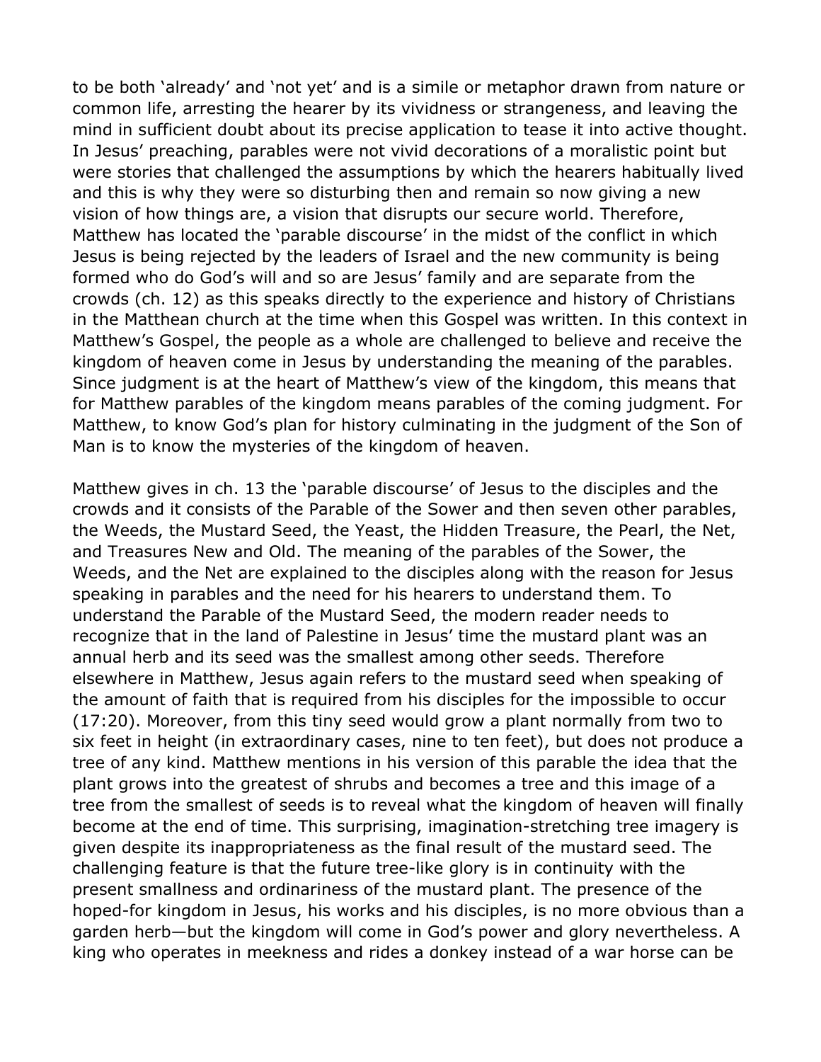to be both 'already' and 'not yet' and is a simile or metaphor drawn from nature or common life, arresting the hearer by its vividness or strangeness, and leaving the mind in sufficient doubt about its precise application to tease it into active thought. In Jesus' preaching, parables were not vivid decorations of a moralistic point but were stories that challenged the assumptions by which the hearers habitually lived and this is why they were so disturbing then and remain so now giving a new vision of how things are, a vision that disrupts our secure world. Therefore, Matthew has located the 'parable discourse' in the midst of the conflict in which Jesus is being rejected by the leaders of Israel and the new community is being formed who do God's will and so are Jesus' family and are separate from the crowds (ch. 12) as this speaks directly to the experience and history of Christians in the Matthean church at the time when this Gospel was written. In this context in Matthew's Gospel, the people as a whole are challenged to believe and receive the kingdom of heaven come in Jesus by understanding the meaning of the parables. Since judgment is at the heart of Matthew's view of the kingdom, this means that for Matthew parables of the kingdom means parables of the coming judgment. For Matthew, to know God's plan for history culminating in the judgment of the Son of Man is to know the mysteries of the kingdom of heaven.

Matthew gives in ch. 13 the 'parable discourse' of Jesus to the disciples and the crowds and it consists of the Parable of the Sower and then seven other parables, the Weeds, the Mustard Seed, the Yeast, the Hidden Treasure, the Pearl, the Net, and Treasures New and Old. The meaning of the parables of the Sower, the Weeds, and the Net are explained to the disciples along with the reason for Jesus speaking in parables and the need for his hearers to understand them. To understand the Parable of the Mustard Seed, the modern reader needs to recognize that in the land of Palestine in Jesus' time the mustard plant was an annual herb and its seed was the smallest among other seeds. Therefore elsewhere in Matthew, Jesus again refers to the mustard seed when speaking of the amount of faith that is required from his disciples for the impossible to occur (17:20). Moreover, from this tiny seed would grow a plant normally from two to six feet in height (in extraordinary cases, nine to ten feet), but does not produce a tree of any kind. Matthew mentions in his version of this parable the idea that the plant grows into the greatest of shrubs and becomes a tree and this image of a tree from the smallest of seeds is to reveal what the kingdom of heaven will finally become at the end of time. This surprising, imagination-stretching tree imagery is given despite its inappropriateness as the final result of the mustard seed. The challenging feature is that the future tree-like glory is in continuity with the present smallness and ordinariness of the mustard plant. The presence of the hoped-for kingdom in Jesus, his works and his disciples, is no more obvious than a garden herb—but the kingdom will come in God's power and glory nevertheless. A king who operates in meekness and rides a donkey instead of a war horse can be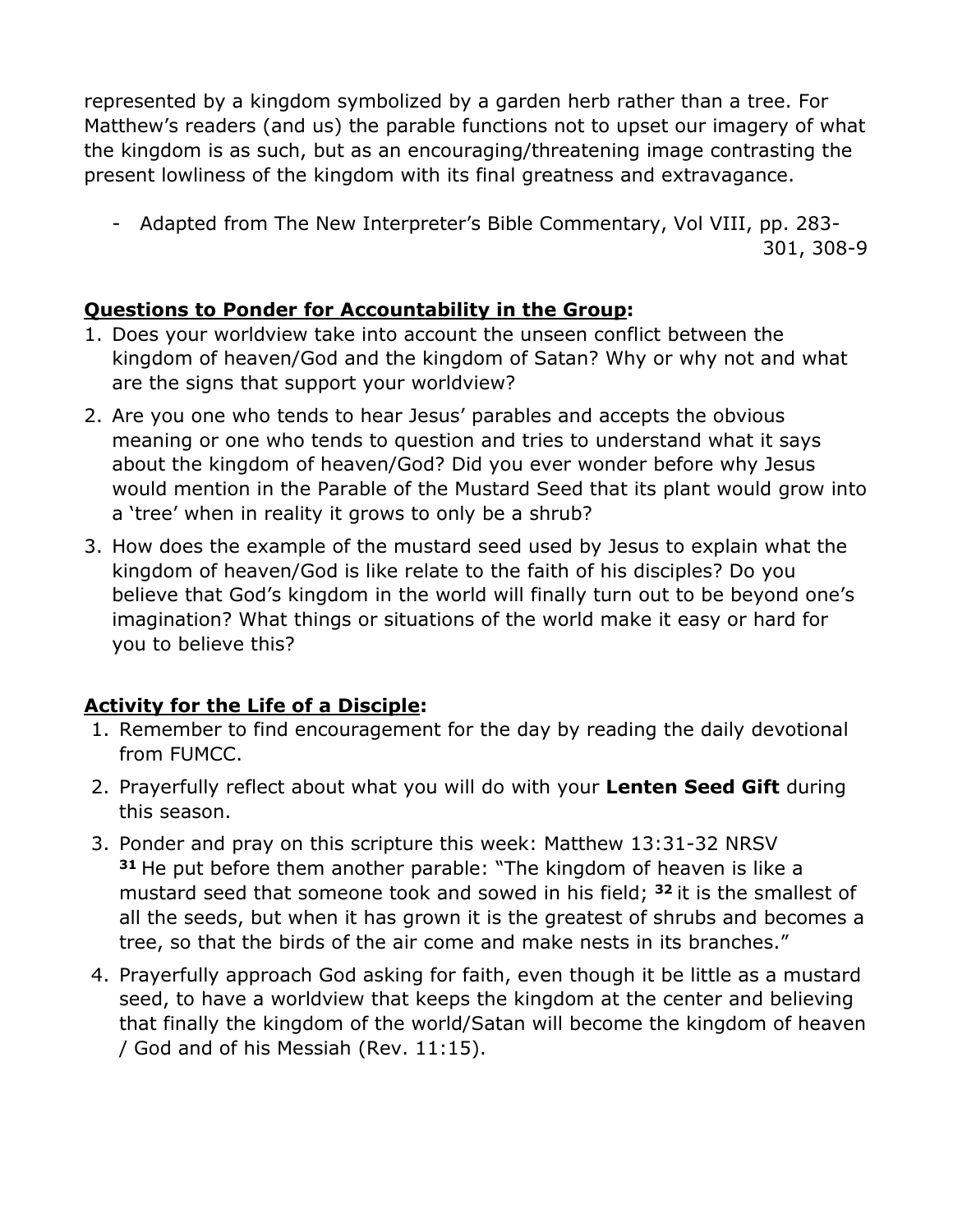represented by a kingdom symbolized by a garden herb rather than a tree. For Matthew's readers (and us) the parable functions not to upset our imagery of what the kingdom is as such, but as an encouraging/threatening image contrasting the present lowliness of the kingdom with its final greatness and extravagance.

- Adapted from The New Interpreter's Bible Commentary, Vol VIII, pp. 283-301, 308-9

**Questions to Ponder for Accountability in the Group:**

1. Does your worldview take into account the unseen conflict between the kingdom of heaven/God and the kingdom of Satan? Why or why not and what are the signs that support your worldview?
2. Are you one who tends to hear Jesus' parables and accepts the obvious meaning or one who tends to question and tries to understand what it says about the kingdom of heaven/God? Did you ever wonder before why Jesus would mention in the Parable of the Mustard Seed that its plant would grow into a 'tree' when in reality it grows to only be a shrub?
3. How does the example of the mustard seed used by Jesus to explain what the kingdom of heaven/God is like relate to the faith of his disciples? Do you believe that God's kingdom in the world will finally turn out to be beyond one's imagination? What things or situations of the world make it easy or hard for you to believe this?

**Activity for the Life of a Disciple:**

1. Remember to find encouragement for the day by reading the daily devotional from FUMCC.
2. Prayerfully reflect about what you will do with your **Lenten Seed Gift** during this season.
3. Ponder and pray on this scripture this week: Matthew 13:31-32 NRSV
   **31** He put before them another parable: "The kingdom of heaven is like a mustard seed that someone took and sowed in his field; **32** it is the smallest of all the seeds, but when it has grown it is the greatest of shrubs and becomes a tree, so that the birds of the air come and make nests in its branches."
4. Prayerfully approach God asking for faith, even though it be little as a mustard seed, to have a worldview that keeps the kingdom at the center and believing that finally the kingdom of the world/Satan will become the kingdom of heaven / God and of his Messiah (Rev. 11:15).